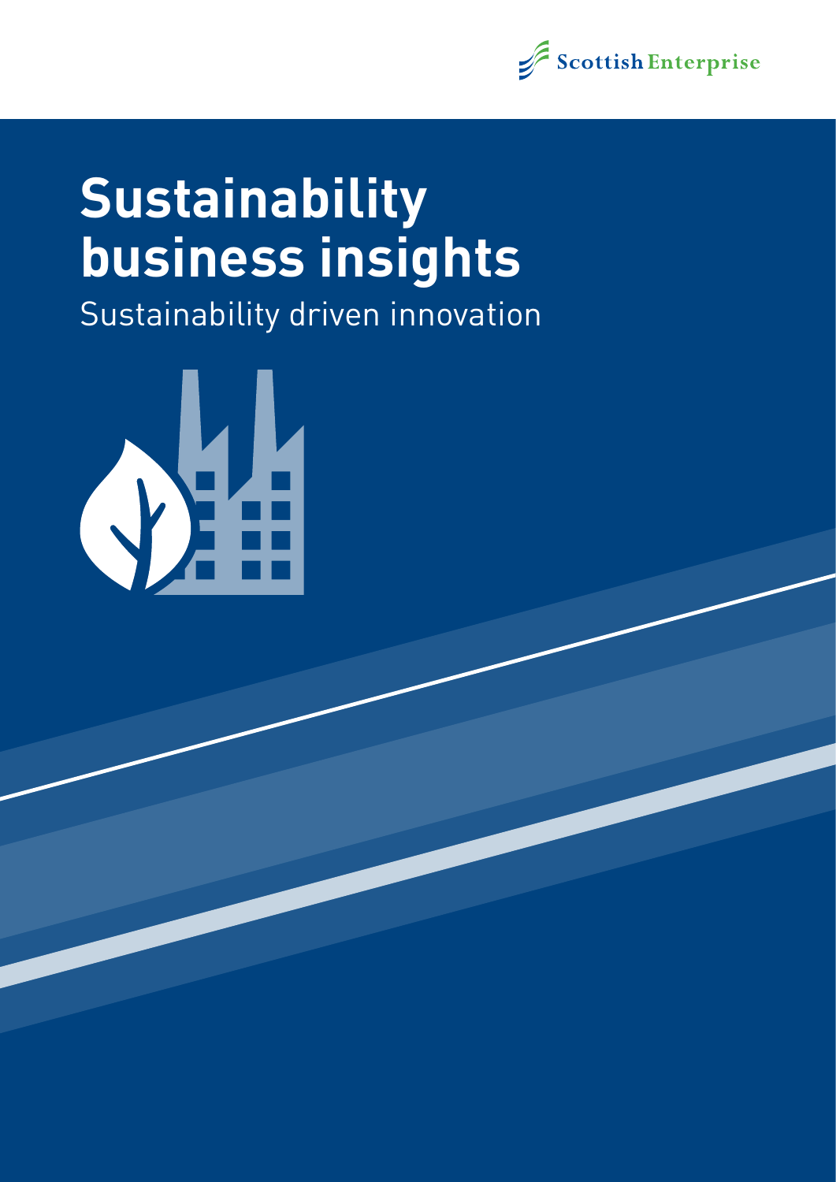Scottish Enterprise

# Sustainability business insights

## Sustainability driven innovation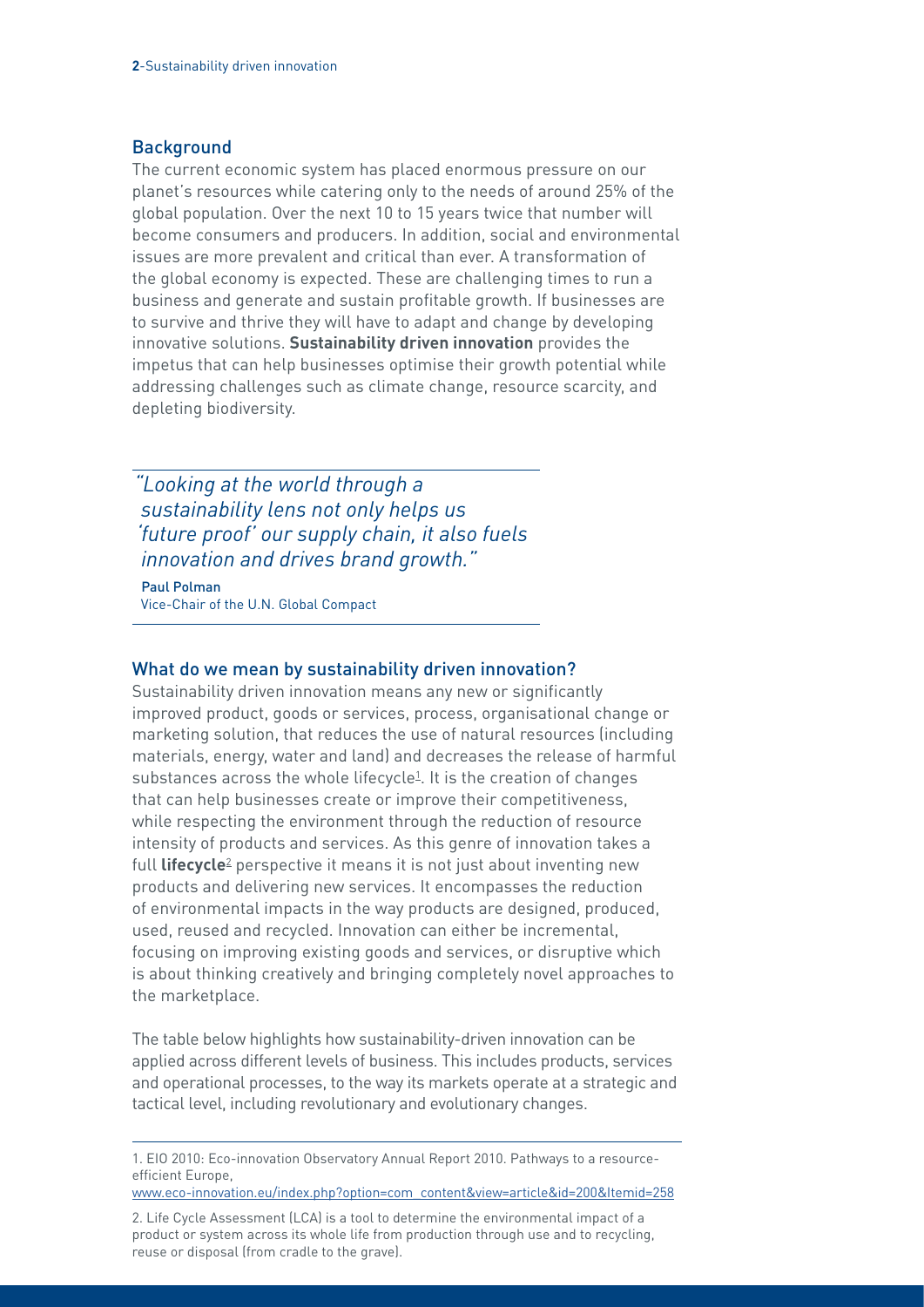## Background

The current economic system has placed enormous pressure on our planet's resources while catering only to the needs of around 25% of the global population. Over the next 10 to 15 years twice that number will become consumers and producers. In addition, social and environmental issues are more prevalent and critical than ever. A transformation of the global economy is expected. These are challenging times to run a business and generate and sustain profitable growth. If businesses are to survive and thrive they will have to adapt and change by developing innovative solutions. **Sustainability driven innovation** provides the impetus that can help businesses optimise their growth potential while addressing challenges such as climate change, resource scarcity, and depleting biodiversity.

> *"Looking at the world through a sustainability lens not only helps us 'future proof' our supply chain, it also fuels innovation and drives brand growth."*
>
> Paul Polman
> Vice-Chair of the U.N. Global Compact

## What do we mean by sustainability driven innovation?

Sustainability driven innovation means any new or significantly improved product, goods or services, process, organisational change or marketing solution, that reduces the use of natural resources (including materials, energy, water and land) and decreases the release of harmful substances across the whole lifecycle[1]. It is the creation of changes that can help businesses create or improve their competitiveness, while respecting the environment through the reduction of resource intensity of products and services. As this genre of innovation takes a full **lifecycle**[2] perspective it means it is not just about inventing new products and delivering new services. It encompasses the reduction of environmental impacts in the way products are designed, produced, used, reused and recycled. Innovation can either be incremental, focusing on improving existing goods and services, or disruptive which is about thinking creatively and bringing completely novel approaches to the marketplace.

The table below highlights how sustainability-driven innovation can be applied across different levels of business. This includes products, services and operational processes, to the way its markets operate at a strategic and tactical level, including revolutionary and evolutionary changes.

---

1. EIO 2010: Eco-innovation Observatory Annual Report 2010. Pathways to a resource-efficient Europe, www.eco-innovation.eu/index.php?option=com_content&view=article&id=200&Itemid=258

2. Life Cycle Assessment (LCA) is a tool to determine the environmental impact of a product or system across its whole life from production through use and to recycling, reuse or disposal (from cradle to the grave).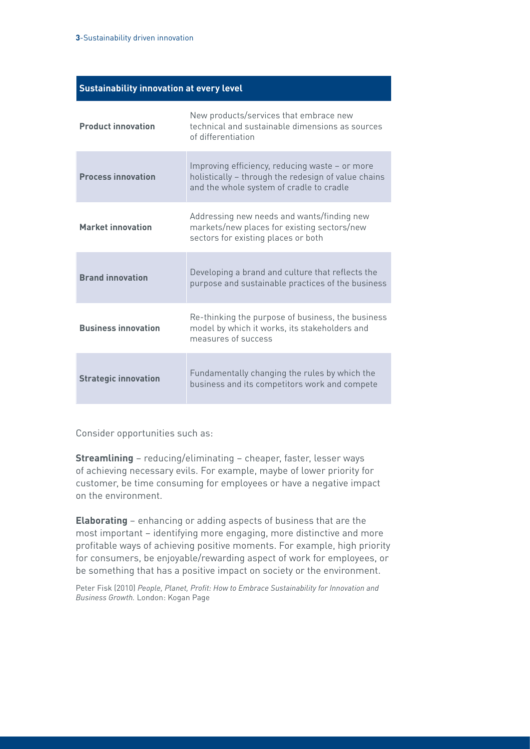| Sustainability innovation at every level | |
|---|---|
| **Product innovation** | New products/services that embrace new technical and sustainable dimensions as sources of differentiation |
| **Process innovation** | Improving efficiency, reducing waste – or more holistically – through the redesign of value chains and the whole system of cradle to cradle |
| **Market innovation** | Addressing new needs and wants/finding new markets/new places for existing sectors/new sectors for existing places or both |
| **Brand innovation** | Developing a brand and culture that reflects the purpose and sustainable practices of the business |
| **Business innovation** | Re-thinking the purpose of business, the business model by which it works, its stakeholders and measures of success |
| **Strategic innovation** | Fundamentally changing the rules by which the business and its competitors work and compete |

Consider opportunities such as:

**Streamlining** – reducing/eliminating – cheaper, faster, lesser ways of achieving necessary evils. For example, maybe of lower priority for customer, be time consuming for employees or have a negative impact on the environment.

**Elaborating** – enhancing or adding aspects of business that are the most important – identifying more engaging, more distinctive and more profitable ways of achieving positive moments. For example, high priority for consumers, be enjoyable/rewarding aspect of work for employees, or be something that has a positive impact on society or the environment.

Peter Fisk (2010) *People, Planet, Profit: How to Embrace Sustainability for Innovation and Business Growth.* London: Kogan Page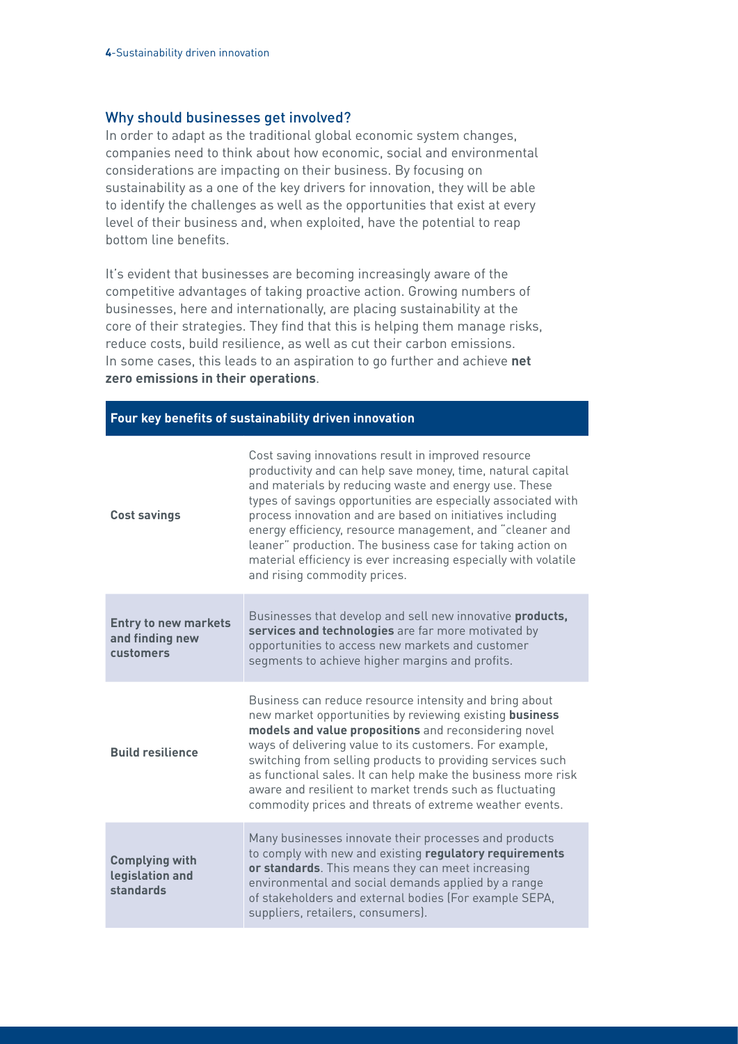## Why should businesses get involved?

In order to adapt as the traditional global economic system changes, companies need to think about how economic, social and environmental considerations are impacting on their business. By focusing on sustainability as a one of the key drivers for innovation, they will be able to identify the challenges as well as the opportunities that exist at every level of their business and, when exploited, have the potential to reap bottom line benefits.

It's evident that businesses are becoming increasingly aware of the competitive advantages of taking proactive action. Growing numbers of businesses, here and internationally, are placing sustainability at the core of their strategies. They find that this is helping them manage risks, reduce costs, build resilience, as well as cut their carbon emissions. In some cases, this leads to an aspiration to go further and achieve **net zero emissions in their operations**.

| Four key benefits of sustainability driven innovation | |
|---|---|
| **Cost savings** | Cost saving innovations result in improved resource productivity and can help save money, time, natural capital and materials by reducing waste and energy use. These types of savings opportunities are especially associated with process innovation and are based on initiatives including energy efficiency, resource management, and "cleaner and leaner" production. The business case for taking action on material efficiency is ever increasing especially with volatile and rising commodity prices. |
| **Entry to new markets and finding new customers** | Businesses that develop and sell new innovative **products, services and technologies** are far more motivated by opportunities to access new markets and customer segments to achieve higher margins and profits. |
| **Build resilience** | Business can reduce resource intensity and bring about new market opportunities by reviewing existing **business models and value propositions** and reconsidering novel ways of delivering value to its customers. For example, switching from selling products to providing services such as functional sales. It can help make the business more risk aware and resilient to market trends such as fluctuating commodity prices and threats of extreme weather events. |
| **Complying with legislation and standards** | Many businesses innovate their processes and products to comply with new and existing **regulatory requirements or standards**. This means they can meet increasing environmental and social demands applied by a range of stakeholders and external bodies (For example SEPA, suppliers, retailers, consumers). |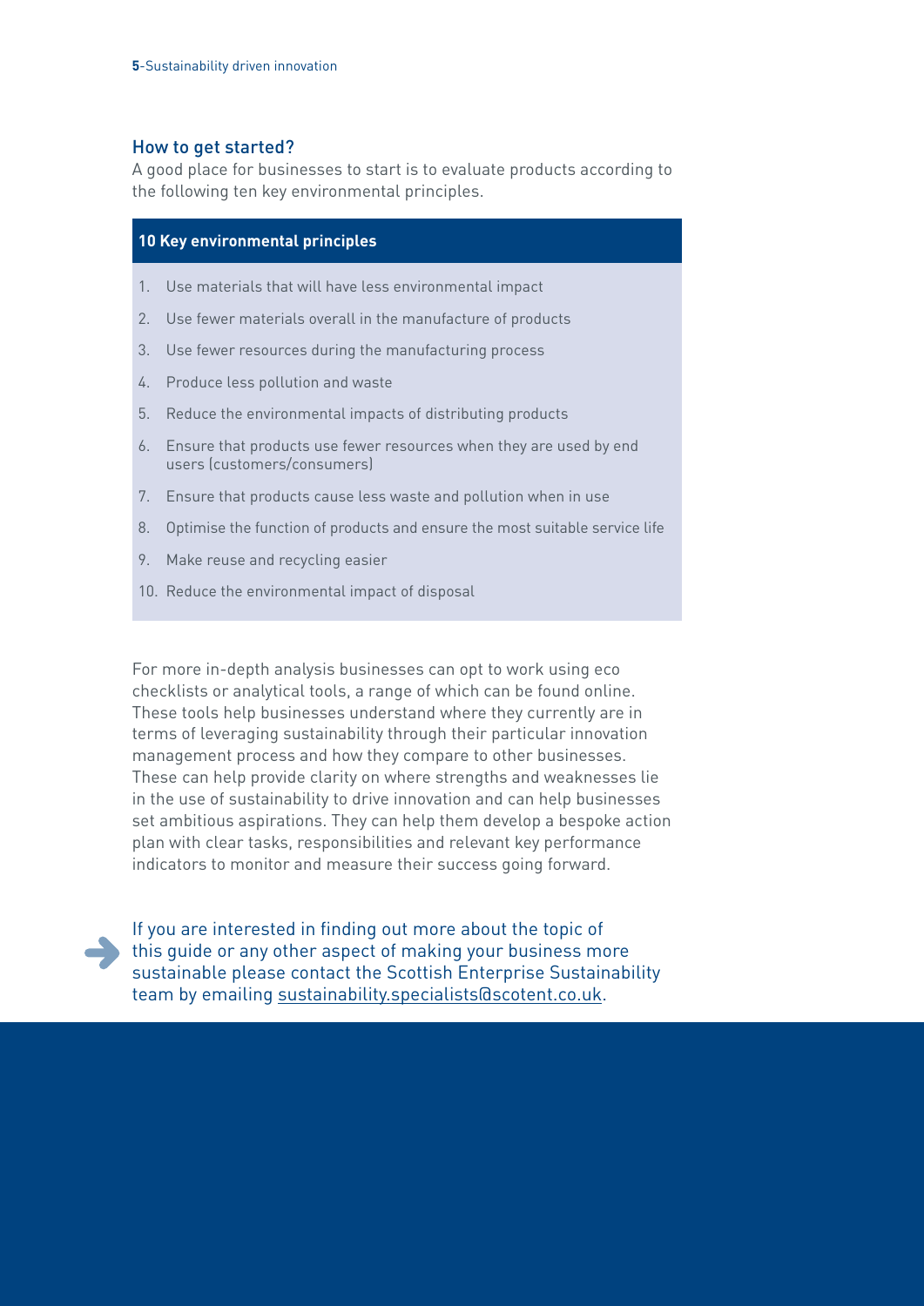## How to get started?

A good place for businesses to start is to evaluate products according to the following ten key environmental principles.

**10 Key environmental principles**

1. Use materials that will have less environmental impact
2. Use fewer materials overall in the manufacture of products
3. Use fewer resources during the manufacturing process
4. Produce less pollution and waste
5. Reduce the environmental impacts of distributing products
6. Ensure that products use fewer resources when they are used by end users (customers/consumers)
7. Ensure that products cause less waste and pollution when in use
8. Optimise the function of products and ensure the most suitable service life
9. Make reuse and recycling easier
10. Reduce the environmental impact of disposal

For more in-depth analysis businesses can opt to work using eco checklists or analytical tools, a range of which can be found online. These tools help businesses understand where they currently are in terms of leveraging sustainability through their particular innovation management process and how they compare to other businesses. These can help provide clarity on where strengths and weaknesses lie in the use of sustainability to drive innovation and can help businesses set ambitious aspirations. They can help them develop a bespoke action plan with clear tasks, responsibilities and relevant key performance indicators to monitor and measure their success going forward.

If you are interested in finding out more about the topic of this guide or any other aspect of making your business more sustainable please contact the Scottish Enterprise Sustainability team by emailing sustainability.specialists@scotent.co.uk.